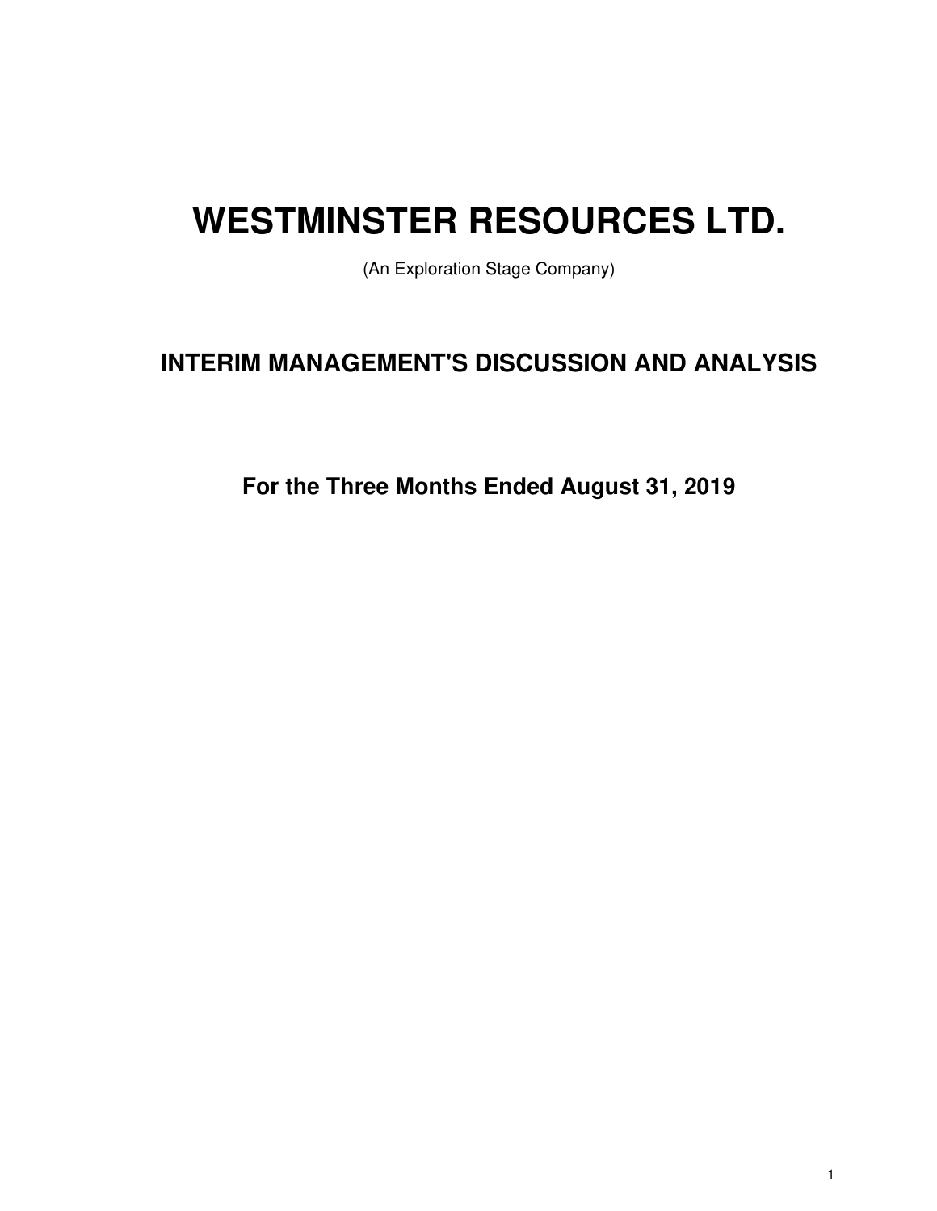# WESTMINSTER RESOURCES LTD.

(An Exploration Stage Company)

## INTERIM MANAGEMENT'S DISCUSSION AND ANALYSIS

### For the Three Months Ended August 31, 2019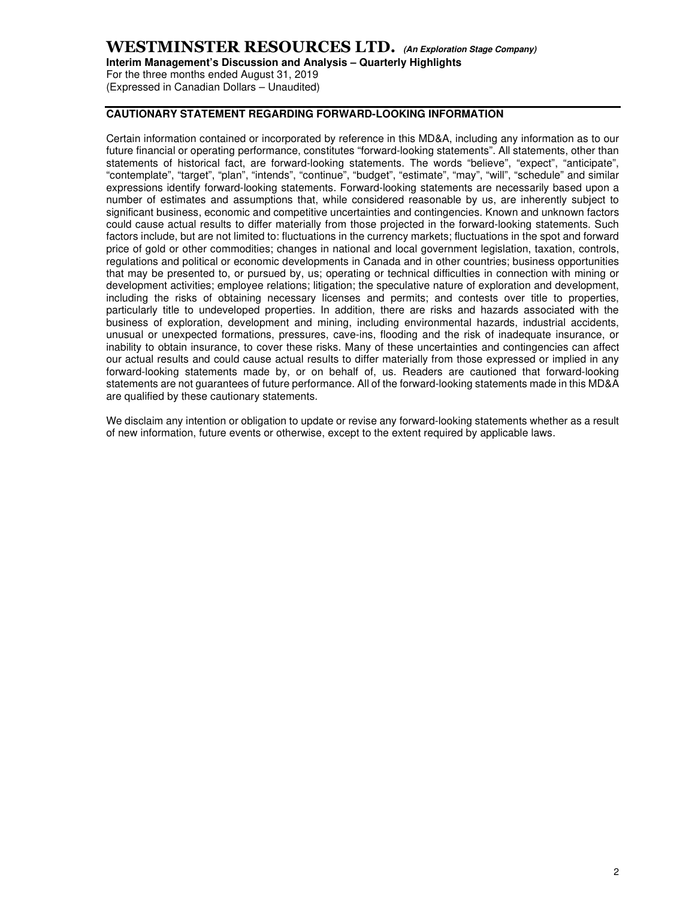## CAUTIONARY STATEMENT REGARDING FORWARD-LOOKING INFORMATION

Certain information contained or incorporated by reference in this MD&A, including any information as to our future financial or operating performance, constitutes "forward-looking statements". All statements, other than statements of historical fact, are forward-looking statements. The words "believe", "expect", "anticipate", "contemplate", "target", "plan", "intends", "continue", "budget", "estimate", "may", "will", "schedule" and similar expressions identify forward-looking statements. Forward-looking statements are necessarily based upon a number of estimates and assumptions that, while considered reasonable by us, are inherently subject to significant business, economic and competitive uncertainties and contingencies. Known and unknown factors could cause actual results to differ materially from those projected in the forward-looking statements. Such factors include, but are not limited to: fluctuations in the currency markets; fluctuations in the spot and forward price of gold or other commodities; changes in national and local government legislation, taxation, controls, regulations and political or economic developments in Canada and in other countries; business opportunities that may be presented to, or pursued by, us; operating or technical difficulties in connection with mining or development activities; employee relations; litigation; the speculative nature of exploration and development, including the risks of obtaining necessary licenses and permits; and contests over title to properties, particularly title to undeveloped properties. In addition, there are risks and hazards associated with the business of exploration, development and mining, including environmental hazards, industrial accidents, unusual or unexpected formations, pressures, cave-ins, flooding and the risk of inadequate insurance, or inability to obtain insurance, to cover these risks. Many of these uncertainties and contingencies can affect our actual results and could cause actual results to differ materially from those expressed or implied in any forward-looking statements made by, or on behalf of, us. Readers are cautioned that forward-looking statements are not guarantees of future performance. All of the forward-looking statements made in this MD&A are qualified by these cautionary statements.

We disclaim any intention or obligation to update or revise any forward-looking statements whether as a result of new information, future events or otherwise, except to the extent required by applicable laws.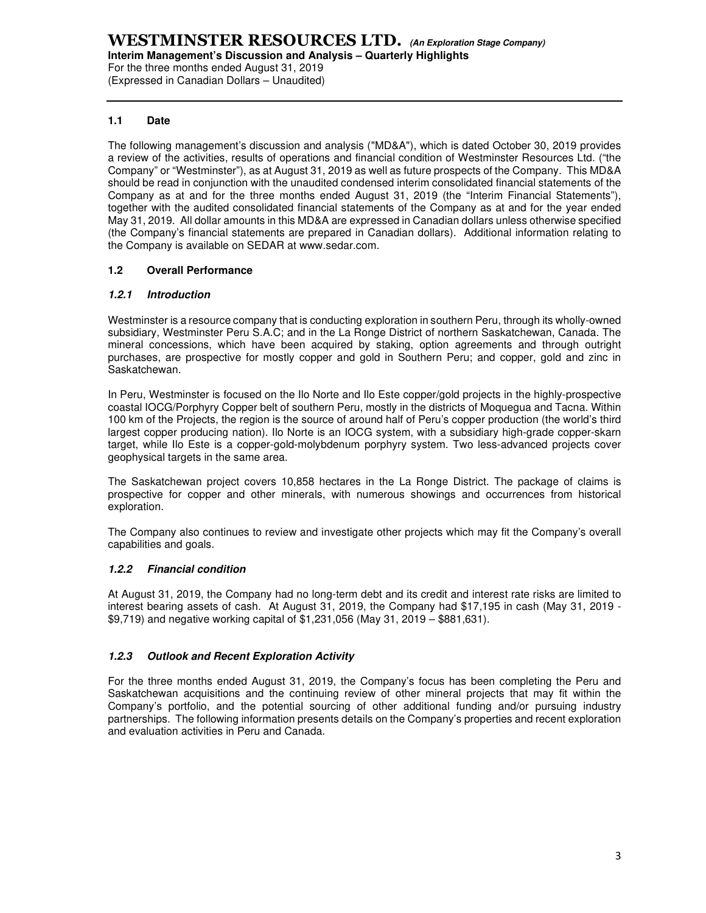## 1.1 Date

The following management's discussion and analysis ("MD&A"), which is dated October 30, 2019 provides a review of the activities, results of operations and financial condition of Westminster Resources Ltd. ("the Company" or "Westminster"), as at August 31, 2019 as well as future prospects of the Company. This MD&A should be read in conjunction with the unaudited condensed interim consolidated financial statements of the Company as at and for the three months ended August 31, 2019 (the "Interim Financial Statements"), together with the audited consolidated financial statements of the Company as at and for the year ended May 31, 2019. All dollar amounts in this MD&A are expressed in Canadian dollars unless otherwise specified (the Company's financial statements are prepared in Canadian dollars). Additional information relating to the Company is available on SEDAR at www.sedar.com.

## 1.2 Overall Performance

### *1.2.1 Introduction*

Westminster is a resource company that is conducting exploration in southern Peru, through its wholly-owned subsidiary, Westminster Peru S.A.C; and in the La Ronge District of northern Saskatchewan, Canada. The mineral concessions, which have been acquired by staking, option agreements and through outright purchases, are prospective for mostly copper and gold in Southern Peru; and copper, gold and zinc in Saskatchewan.

In Peru, Westminster is focused on the Ilo Norte and Ilo Este copper/gold projects in the highly-prospective coastal IOCG/Porphyry Copper belt of southern Peru, mostly in the districts of Moquegua and Tacna. Within 100 km of the Projects, the region is the source of around half of Peru's copper production (the world's third largest copper producing nation). Ilo Norte is an IOCG system, with a subsidiary high-grade copper-skarn target, while Ilo Este is a copper-gold-molybdenum porphyry system. Two less-advanced projects cover geophysical targets in the same area.

The Saskatchewan project covers 10,858 hectares in the La Ronge District. The package of claims is prospective for copper and other minerals, with numerous showings and occurrences from historical exploration.

The Company also continues to review and investigate other projects which may fit the Company's overall capabilities and goals.

### *1.2.2 Financial condition*

At August 31, 2019, the Company had no long-term debt and its credit and interest rate risks are limited to interest bearing assets of cash. At August 31, 2019, the Company had $17,195 in cash (May 31, 2019 - $9,719) and negative working capital of $1,231,056 (May 31, 2019 – $881,631).

### *1.2.3 Outlook and Recent Exploration Activity*

For the three months ended August 31, 2019, the Company's focus has been completing the Peru and Saskatchewan acquisitions and the continuing review of other mineral projects that may fit within the Company's portfolio, and the potential sourcing of other additional funding and/or pursuing industry partnerships. The following information presents details on the Company's properties and recent exploration and evaluation activities in Peru and Canada.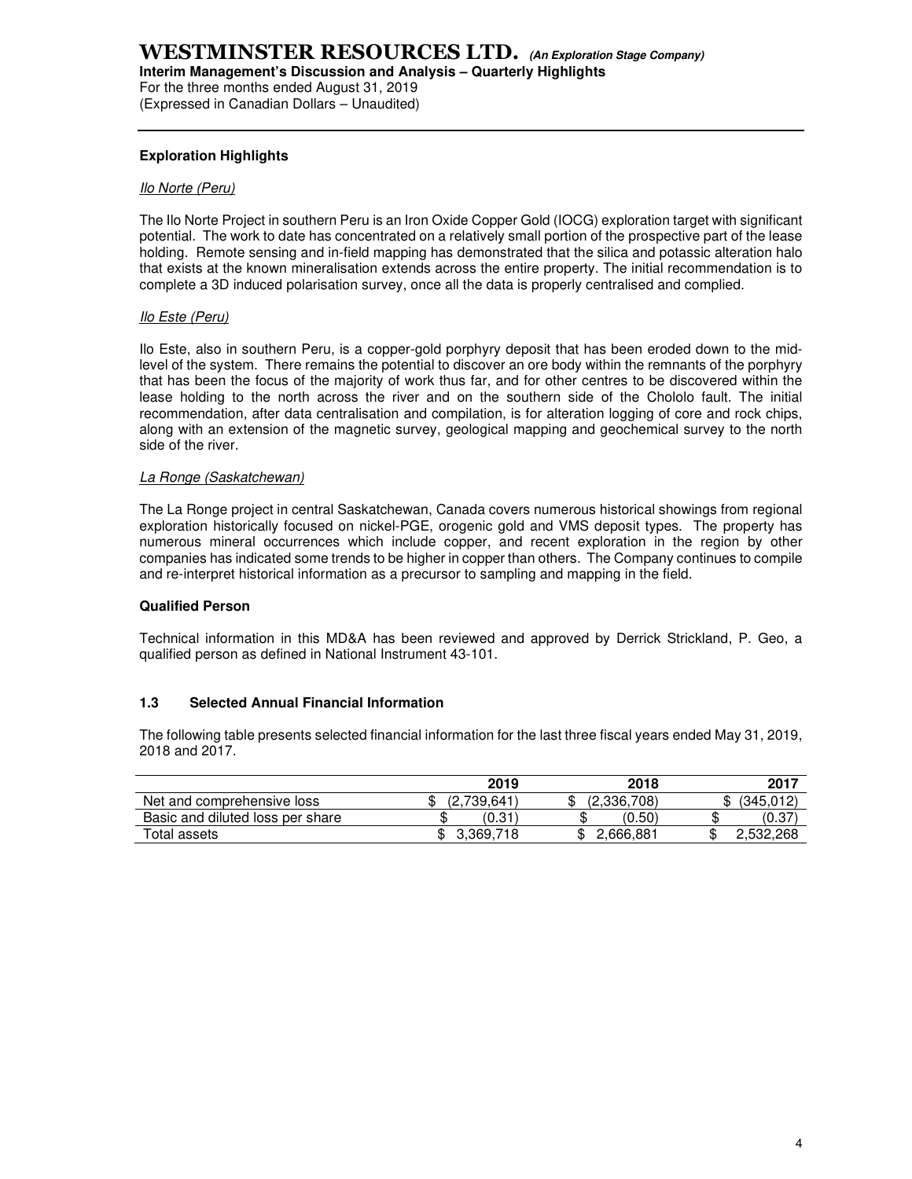### Exploration Highlights

*Ilo Norte (Peru)*

The Ilo Norte Project in southern Peru is an Iron Oxide Copper Gold (IOCG) exploration target with significant potential. The work to date has concentrated on a relatively small portion of the prospective part of the lease holding. Remote sensing and in-field mapping has demonstrated that the silica and potassic alteration halo that exists at the known mineralisation extends across the entire property. The initial recommendation is to complete a 3D induced polarisation survey, once all the data is properly centralised and complied.

*Ilo Este (Peru)*

Ilo Este, also in southern Peru, is a copper-gold porphyry deposit that has been eroded down to the mid-level of the system. There remains the potential to discover an ore body within the remnants of the porphyry that has been the focus of the majority of work thus far, and for other centres to be discovered within the lease holding to the north across the river and on the southern side of the Chololo fault. The initial recommendation, after data centralisation and compilation, is for alteration logging of core and rock chips, along with an extension of the magnetic survey, geological mapping and geochemical survey to the north side of the river.

*La Ronge (Saskatchewan)*

The La Ronge project in central Saskatchewan, Canada covers numerous historical showings from regional exploration historically focused on nickel-PGE, orogenic gold and VMS deposit types. The property has numerous mineral occurrences which include copper, and recent exploration in the region by other companies has indicated some trends to be higher in copper than others. The Company continues to compile and re-interpret historical information as a precursor to sampling and mapping in the field.

### Qualified Person

Technical information in this MD&A has been reviewed and approved by Derrick Strickland, P. Geo, a qualified person as defined in National Instrument 43-101.

### 1.3 Selected Annual Financial Information

The following table presents selected financial information for the last three fiscal years ended May 31, 2019, 2018 and 2017.

| | 2019 | 2018 | 2017 |
|---|---|---|---|
| Net and comprehensive loss | $ (2,739,641) | $ (2,336,708) | $ (345,012) |
| Basic and diluted loss per share | $ (0.31) | $ (0.50) | $ (0.37) |
| Total assets | $ 3,369,718 | $ 2,666,881 | $ 2,532,268 |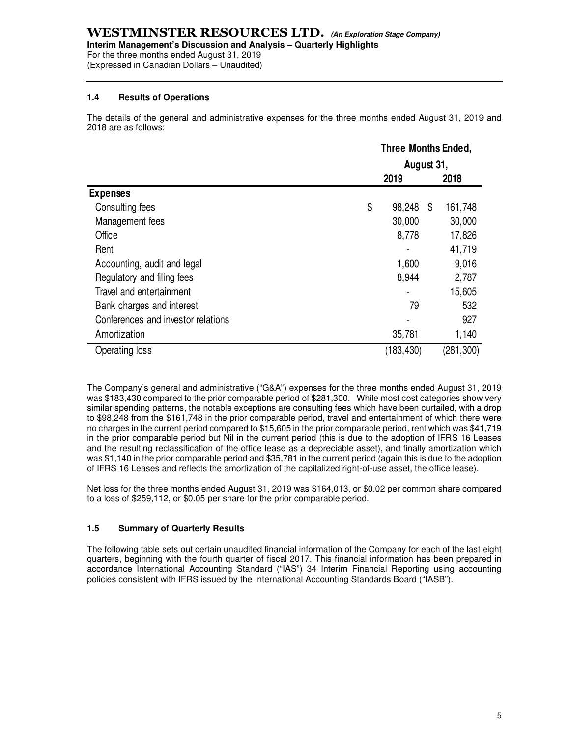### 1.4 Results of Operations

The details of the general and administrative expenses for the three months ended August 31, 2019 and 2018 are as follows:

| | Three Months Ended, August 31, | |
|---|---|---|
| | 2019 | 2018 |
| **Expenses** | | |
| Consulting fees | $ 98,248 | $ 161,748 |
| Management fees | 30,000 | 30,000 |
| Office | 8,778 | 17,826 |
| Rent | - | 41,719 |
| Accounting, audit and legal | 1,600 | 9,016 |
| Regulatory and filing fees | 8,944 | 2,787 |
| Travel and entertainment | - | 15,605 |
| Bank charges and interest | 79 | 532 |
| Conferences and investor relations | - | 927 |
| Amortization | 35,781 | 1,140 |
| Operating loss | (183,430) | (281,300) |

The Company's general and administrative ("G&A") expenses for the three months ended August 31, 2019 was $183,430 compared to the prior comparable period of $281,300. While most cost categories show very similar spending patterns, the notable exceptions are consulting fees which have been curtailed, with a drop to $98,248 from the $161,748 in the prior comparable period, travel and entertainment of which there were no charges in the current period compared to $15,605 in the prior comparable period, rent which was $41,719 in the prior comparable period but Nil in the current period (this is due to the adoption of IFRS 16 Leases and the resulting reclassification of the office lease as a depreciable asset), and finally amortization which was $1,140 in the prior comparable period and $35,781 in the current period (again this is due to the adoption of IFRS 16 Leases and reflects the amortization of the capitalized right-of-use asset, the office lease).

Net loss for the three months ended August 31, 2019 was $164,013, or $0.02 per common share compared to a loss of $259,112, or $0.05 per share for the prior comparable period.

### 1.5 Summary of Quarterly Results

The following table sets out certain unaudited financial information of the Company for each of the last eight quarters, beginning with the fourth quarter of fiscal 2017. This financial information has been prepared in accordance International Accounting Standard ("IAS") 34 Interim Financial Reporting using accounting policies consistent with IFRS issued by the International Accounting Standards Board ("IASB").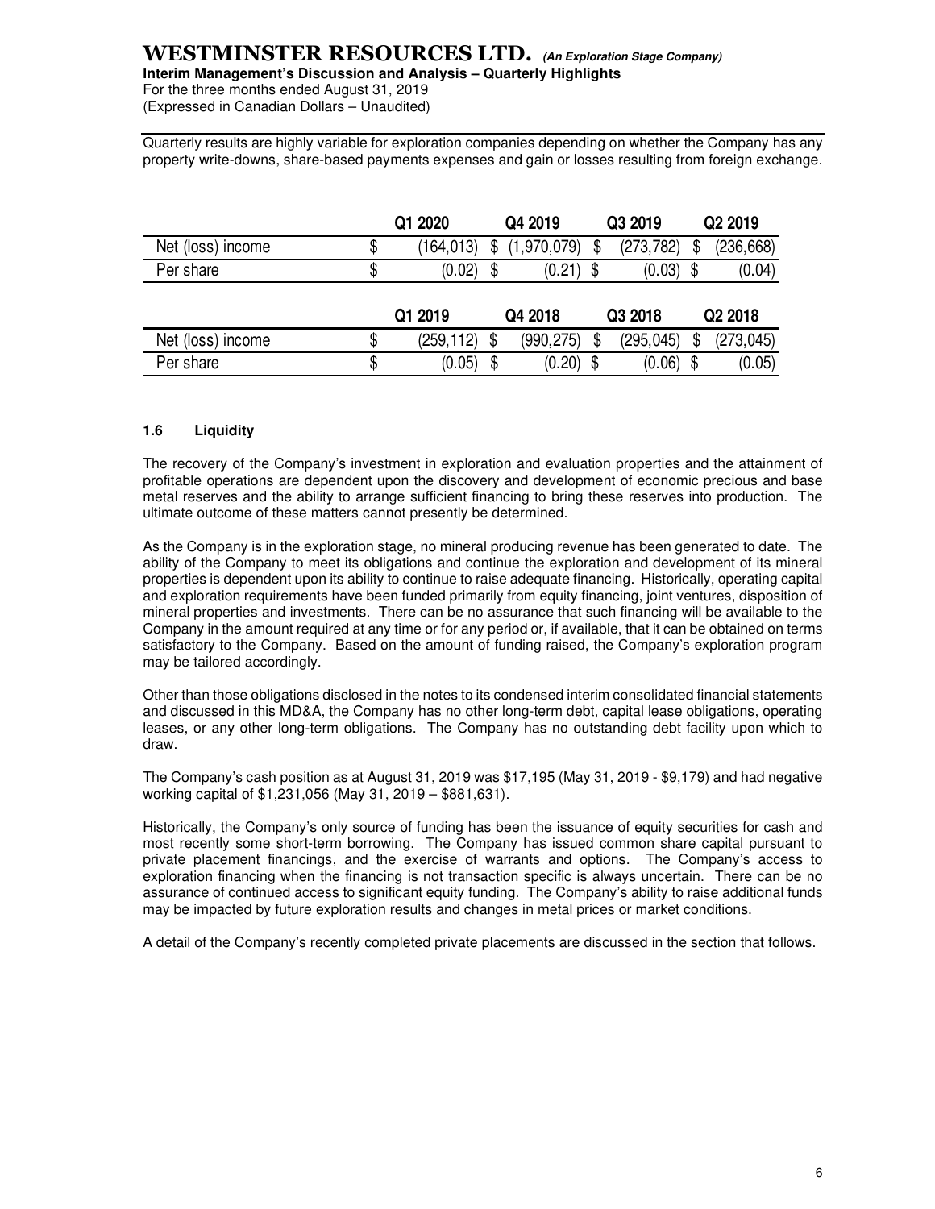Quarterly results are highly variable for exploration companies depending on whether the Company has any property write-downs, share-based payments expenses and gain or losses resulting from foreign exchange.

| | Q1 2020 | Q4 2019 | Q3 2019 | Q2 2019 |
|---|---|---|---|---|
| Net (loss) income | $ (164,013) | $ (1,970,079) | $ (273,782) | $ (236,668) |
| Per share | $ (0.02) | $ (0.21) | $ (0.03) | $ (0.04) |

| | Q1 2019 | Q4 2018 | Q3 2018 | Q2 2018 |
|---|---|---|---|---|
| Net (loss) income | $ (259,112) | $ (990,275) | $ (295,045) | $ (273,045) |
| Per share | $ (0.05) | $ (0.20) | $ (0.06) | $ (0.05) |

### 1.6 Liquidity

The recovery of the Company's investment in exploration and evaluation properties and the attainment of profitable operations are dependent upon the discovery and development of economic precious and base metal reserves and the ability to arrange sufficient financing to bring these reserves into production. The ultimate outcome of these matters cannot presently be determined.

As the Company is in the exploration stage, no mineral producing revenue has been generated to date. The ability of the Company to meet its obligations and continue the exploration and development of its mineral properties is dependent upon its ability to continue to raise adequate financing. Historically, operating capital and exploration requirements have been funded primarily from equity financing, joint ventures, disposition of mineral properties and investments. There can be no assurance that such financing will be available to the Company in the amount required at any time or for any period or, if available, that it can be obtained on terms satisfactory to the Company. Based on the amount of funding raised, the Company's exploration program may be tailored accordingly.

Other than those obligations disclosed in the notes to its condensed interim consolidated financial statements and discussed in this MD&A, the Company has no other long-term debt, capital lease obligations, operating leases, or any other long-term obligations. The Company has no outstanding debt facility upon which to draw.

The Company's cash position as at August 31, 2019 was $17,195 (May 31, 2019 - $9,179) and had negative working capital of $1,231,056 (May 31, 2019 – $881,631).

Historically, the Company's only source of funding has been the issuance of equity securities for cash and most recently some short-term borrowing. The Company has issued common share capital pursuant to private placement financings, and the exercise of warrants and options. The Company's access to exploration financing when the financing is not transaction specific is always uncertain. There can be no assurance of continued access to significant equity funding. The Company's ability to raise additional funds may be impacted by future exploration results and changes in metal prices or market conditions.

A detail of the Company's recently completed private placements are discussed in the section that follows.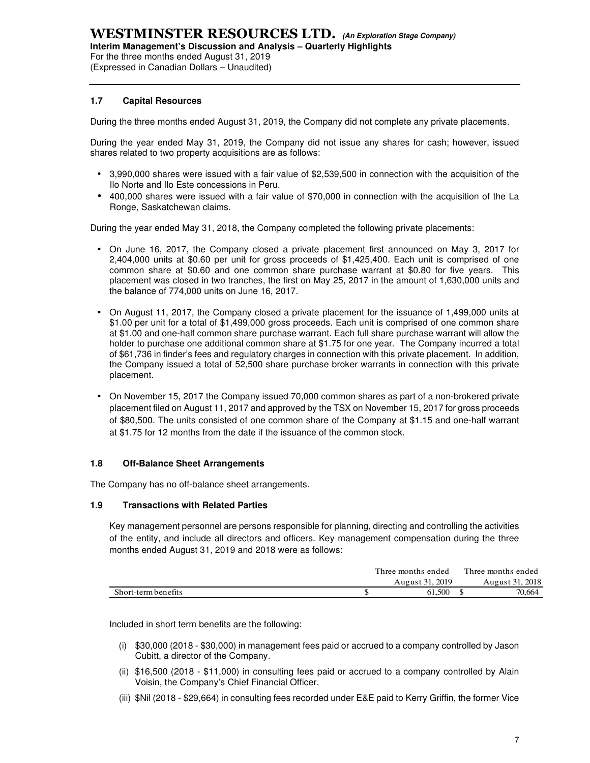## 1.7 Capital Resources

During the three months ended August 31, 2019, the Company did not complete any private placements.

During the year ended May 31, 2019, the Company did not issue any shares for cash; however, issued shares related to two property acquisitions are as follows:

- 3,990,000 shares were issued with a fair value of $2,539,500 in connection with the acquisition of the Ilo Norte and Ilo Este concessions in Peru.
- 400,000 shares were issued with a fair value of $70,000 in connection with the acquisition of the La Ronge, Saskatchewan claims.

During the year ended May 31, 2018, the Company completed the following private placements:

- On June 16, 2017, the Company closed a private placement first announced on May 3, 2017 for 2,404,000 units at $0.60 per unit for gross proceeds of $1,425,400. Each unit is comprised of one common share at $0.60 and one common share purchase warrant at $0.80 for five years. This placement was closed in two tranches, the first on May 25, 2017 in the amount of 1,630,000 units and the balance of 774,000 units on June 16, 2017.
- On August 11, 2017, the Company closed a private placement for the issuance of 1,499,000 units at $1.00 per unit for a total of $1,499,000 gross proceeds. Each unit is comprised of one common share at $1.00 and one-half common share purchase warrant. Each full share purchase warrant will allow the holder to purchase one additional common share at $1.75 for one year. The Company incurred a total of $61,736 in finder's fees and regulatory charges in connection with this private placement. In addition, the Company issued a total of 52,500 share purchase broker warrants in connection with this private placement.
- On November 15, 2017 the Company issued 70,000 common shares as part of a non-brokered private placement filed on August 11, 2017 and approved by the TSX on November 15, 2017 for gross proceeds of $80,500. The units consisted of one common share of the Company at $1.15 and one-half warrant at $1.75 for 12 months from the date if the issuance of the common stock.

## 1.8 Off-Balance Sheet Arrangements

The Company has no off-balance sheet arrangements.

## 1.9 Transactions with Related Parties

Key management personnel are persons responsible for planning, directing and controlling the activities of the entity, and include all directors and officers. Key management compensation during the three months ended August 31, 2019 and 2018 were as follows:

| | Three months ended August 31, 2019 | Three months ended August 31, 2018 |
|---|---|---|
| Short-term benefits | $ 61,500 | $ 70,664 |

Included in short term benefits are the following:

(i) $30,000 (2018 - $30,000) in management fees paid or accrued to a company controlled by Jason Cubitt, a director of the Company.

(ii) $16,500 (2018 - $11,000) in consulting fees paid or accrued to a company controlled by Alain Voisin, the Company's Chief Financial Officer.

(iii) $Nil (2018 - $29,664) in consulting fees recorded under E&E paid to Kerry Griffin, the former Vice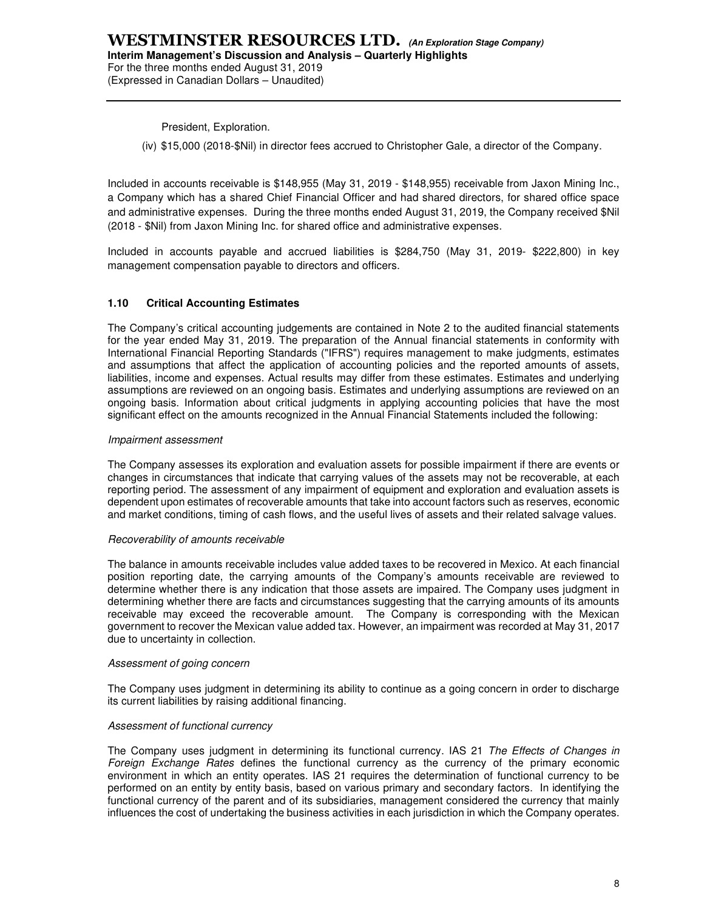President, Exploration.

(iv) \$15,000 (2018-\$Nil) in director fees accrued to Christopher Gale, a director of the Company.

Included in accounts receivable is \$148,955 (May 31, 2019 - \$148,955) receivable from Jaxon Mining Inc., a Company which has a shared Chief Financial Officer and had shared directors, for shared office space and administrative expenses. During the three months ended August 31, 2019, the Company received \$Nil (2018 - \$Nil) from Jaxon Mining Inc. for shared office and administrative expenses.

Included in accounts payable and accrued liabilities is \$284,750 (May 31, 2019- \$222,800) in key management compensation payable to directors and officers.

### 1.10 Critical Accounting Estimates

The Company's critical accounting judgements are contained in Note 2 to the audited financial statements for the year ended May 31, 2019. The preparation of the Annual financial statements in conformity with International Financial Reporting Standards ("IFRS") requires management to make judgments, estimates and assumptions that affect the application of accounting policies and the reported amounts of assets, liabilities, income and expenses. Actual results may differ from these estimates. Estimates and underlying assumptions are reviewed on an ongoing basis. Estimates and underlying assumptions are reviewed on an ongoing basis. Information about critical judgments in applying accounting policies that have the most significant effect on the amounts recognized in the Annual Financial Statements included the following:

*Impairment assessment*

The Company assesses its exploration and evaluation assets for possible impairment if there are events or changes in circumstances that indicate that carrying values of the assets may not be recoverable, at each reporting period. The assessment of any impairment of equipment and exploration and evaluation assets is dependent upon estimates of recoverable amounts that take into account factors such as reserves, economic and market conditions, timing of cash flows, and the useful lives of assets and their related salvage values.

*Recoverability of amounts receivable*

The balance in amounts receivable includes value added taxes to be recovered in Mexico. At each financial position reporting date, the carrying amounts of the Company's amounts receivable are reviewed to determine whether there is any indication that those assets are impaired. The Company uses judgment in determining whether there are facts and circumstances suggesting that the carrying amounts of its amounts receivable may exceed the recoverable amount. The Company is corresponding with the Mexican government to recover the Mexican value added tax. However, an impairment was recorded at May 31, 2017 due to uncertainty in collection.

*Assessment of going concern*

The Company uses judgment in determining its ability to continue as a going concern in order to discharge its current liabilities by raising additional financing.

*Assessment of functional currency*

The Company uses judgment in determining its functional currency. IAS 21 *The Effects of Changes in Foreign Exchange Rates* defines the functional currency as the currency of the primary economic environment in which an entity operates. IAS 21 requires the determination of functional currency to be performed on an entity by entity basis, based on various primary and secondary factors. In identifying the functional currency of the parent and of its subsidiaries, management considered the currency that mainly influences the cost of undertaking the business activities in each jurisdiction in which the Company operates.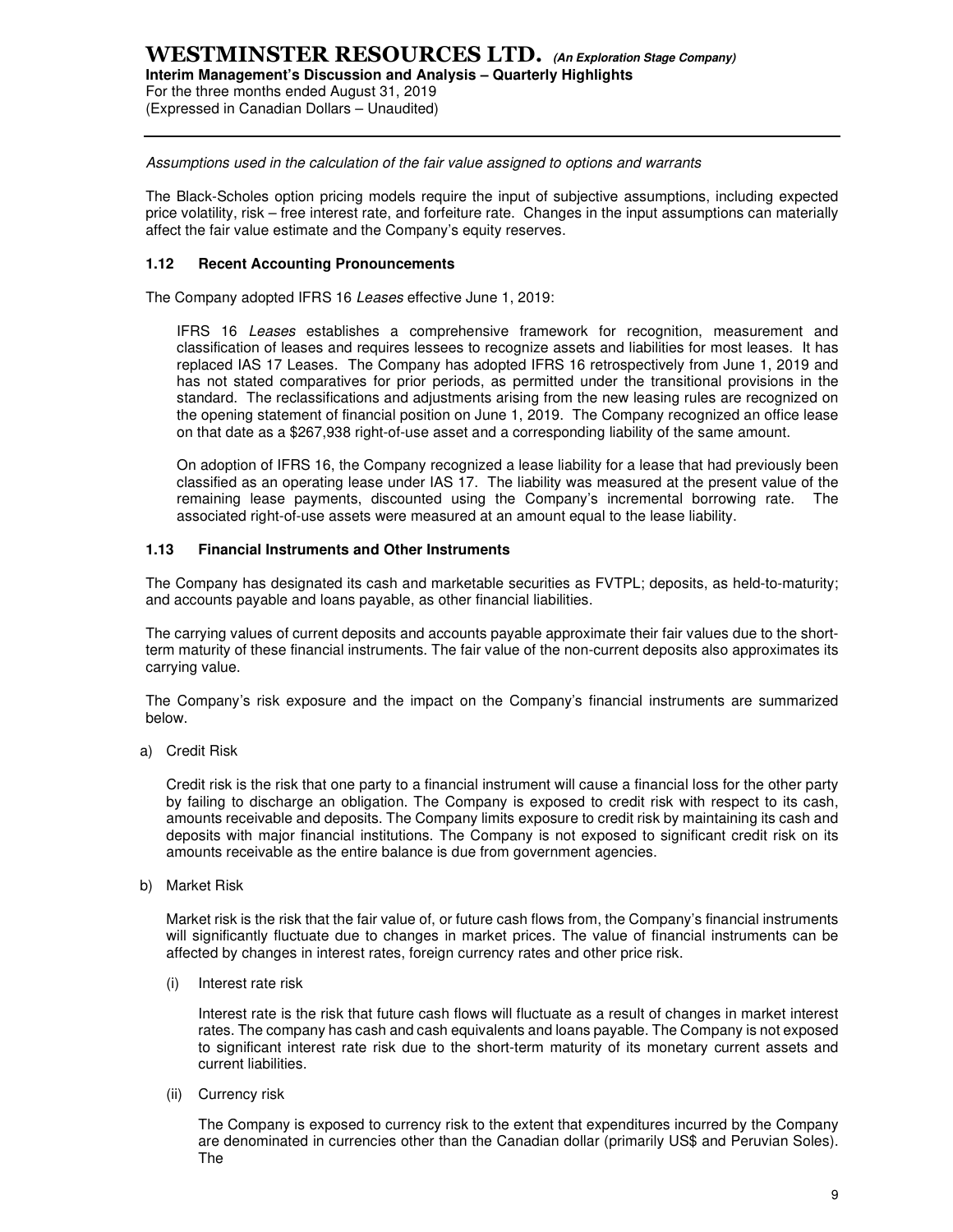*Assumptions used in the calculation of the fair value assigned to options and warrants*

The Black-Scholes option pricing models require the input of subjective assumptions, including expected price volatility, risk – free interest rate, and forfeiture rate. Changes in the input assumptions can materially affect the fair value estimate and the Company's equity reserves.

### 1.12 Recent Accounting Pronouncements

The Company adopted IFRS 16 *Leases* effective June 1, 2019:

IFRS 16 *Leases* establishes a comprehensive framework for recognition, measurement and classification of leases and requires lessees to recognize assets and liabilities for most leases. It has replaced IAS 17 Leases. The Company has adopted IFRS 16 retrospectively from June 1, 2019 and has not stated comparatives for prior periods, as permitted under the transitional provisions in the standard. The reclassifications and adjustments arising from the new leasing rules are recognized on the opening statement of financial position on June 1, 2019. The Company recognized an office lease on that date as a $267,938 right-of-use asset and a corresponding liability of the same amount.

On adoption of IFRS 16, the Company recognized a lease liability for a lease that had previously been classified as an operating lease under IAS 17. The liability was measured at the present value of the remaining lease payments, discounted using the Company's incremental borrowing rate. The associated right-of-use assets were measured at an amount equal to the lease liability.

### 1.13 Financial Instruments and Other Instruments

The Company has designated its cash and marketable securities as FVTPL; deposits, as held-to-maturity; and accounts payable and loans payable, as other financial liabilities.

The carrying values of current deposits and accounts payable approximate their fair values due to the short-term maturity of these financial instruments. The fair value of the non-current deposits also approximates its carrying value.

The Company's risk exposure and the impact on the Company's financial instruments are summarized below.

a) Credit Risk

Credit risk is the risk that one party to a financial instrument will cause a financial loss for the other party by failing to discharge an obligation. The Company is exposed to credit risk with respect to its cash, amounts receivable and deposits. The Company limits exposure to credit risk by maintaining its cash and deposits with major financial institutions. The Company is not exposed to significant credit risk on its amounts receivable as the entire balance is due from government agencies.

b) Market Risk

Market risk is the risk that the fair value of, or future cash flows from, the Company's financial instruments will significantly fluctuate due to changes in market prices. The value of financial instruments can be affected by changes in interest rates, foreign currency rates and other price risk.

(i) Interest rate risk

Interest rate is the risk that future cash flows will fluctuate as a result of changes in market interest rates. The company has cash and cash equivalents and loans payable. The Company is not exposed to significant interest rate risk due to the short-term maturity of its monetary current assets and current liabilities.

(ii) Currency risk

The Company is exposed to currency risk to the extent that expenditures incurred by the Company are denominated in currencies other than the Canadian dollar (primarily US$ and Peruvian Soles). The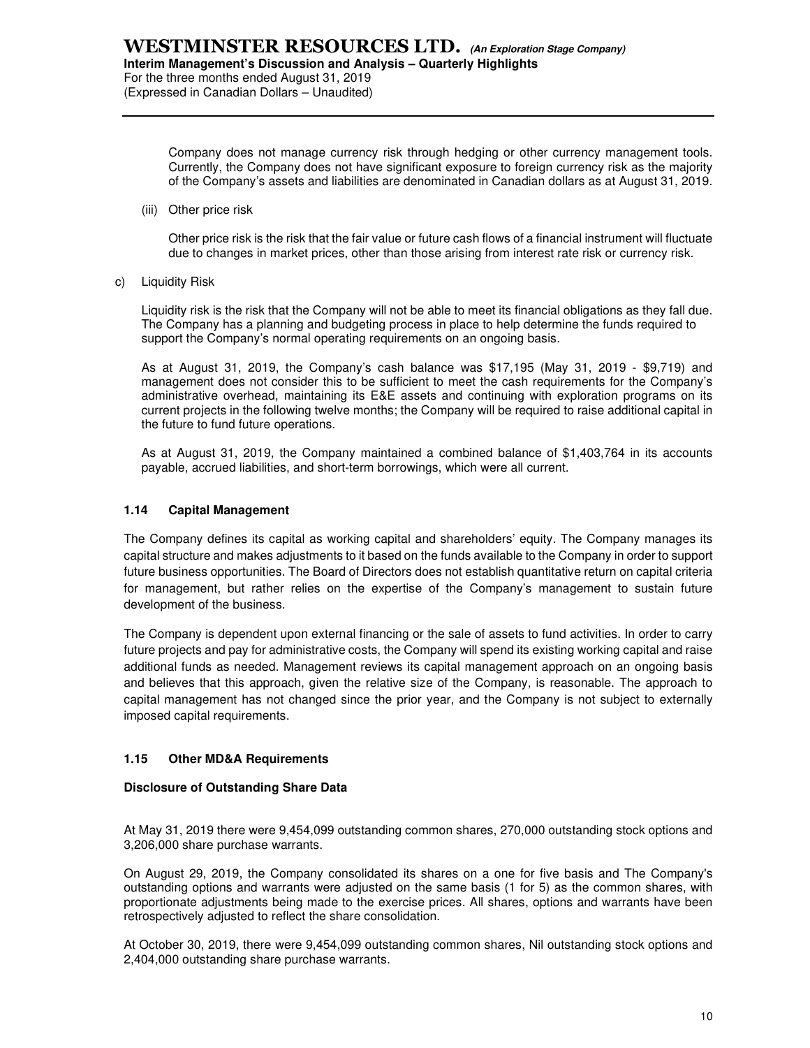Company does not manage currency risk through hedging or other currency management tools. Currently, the Company does not have significant exposure to foreign currency risk as the majority of the Company's assets and liabilities are denominated in Canadian dollars as at August 31, 2019.

(iii) Other price risk

Other price risk is the risk that the fair value or future cash flows of a financial instrument will fluctuate due to changes in market prices, other than those arising from interest rate risk or currency risk.

c) Liquidity Risk

Liquidity risk is the risk that the Company will not be able to meet its financial obligations as they fall due. The Company has a planning and budgeting process in place to help determine the funds required to support the Company's normal operating requirements on an ongoing basis.

As at August 31, 2019, the Company's cash balance was $17,195 (May 31, 2019 - $9,719) and management does not consider this to be sufficient to meet the cash requirements for the Company's administrative overhead, maintaining its E&E assets and continuing with exploration programs on its current projects in the following twelve months; the Company will be required to raise additional capital in the future to fund future operations.

As at August 31, 2019, the Company maintained a combined balance of $1,403,764 in its accounts payable, accrued liabilities, and short-term borrowings, which were all current.

### 1.14 Capital Management

The Company defines its capital as working capital and shareholders' equity. The Company manages its capital structure and makes adjustments to it based on the funds available to the Company in order to support future business opportunities. The Board of Directors does not establish quantitative return on capital criteria for management, but rather relies on the expertise of the Company's management to sustain future development of the business.

The Company is dependent upon external financing or the sale of assets to fund activities. In order to carry future projects and pay for administrative costs, the Company will spend its existing working capital and raise additional funds as needed. Management reviews its capital management approach on an ongoing basis and believes that this approach, given the relative size of the Company, is reasonable. The approach to capital management has not changed since the prior year, and the Company is not subject to externally imposed capital requirements.

### 1.15 Other MD&A Requirements

**Disclosure of Outstanding Share Data**

At May 31, 2019 there were 9,454,099 outstanding common shares, 270,000 outstanding stock options and 3,206,000 share purchase warrants.

On August 29, 2019, the Company consolidated its shares on a one for five basis and The Company's outstanding options and warrants were adjusted on the same basis (1 for 5) as the common shares, with proportionate adjustments being made to the exercise prices. All shares, options and warrants have been retrospectively adjusted to reflect the share consolidation.

At October 30, 2019, there were 9,454,099 outstanding common shares, Nil outstanding stock options and 2,404,000 outstanding share purchase warrants.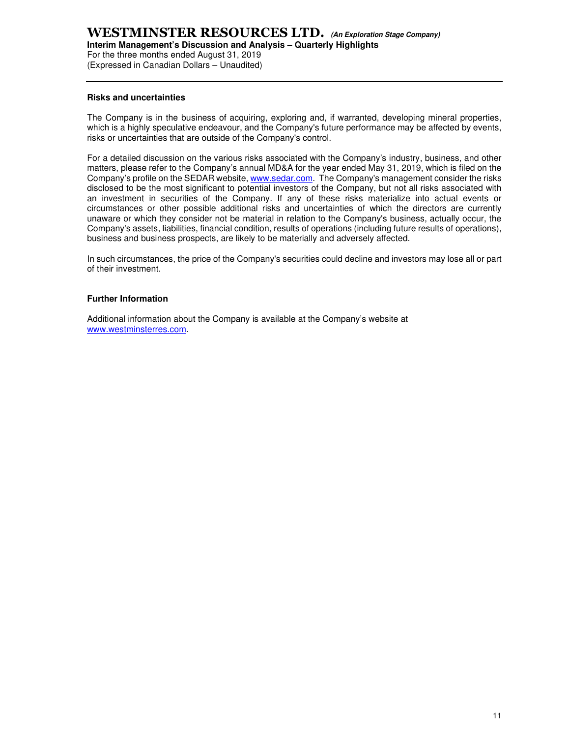### Risks and uncertainties

The Company is in the business of acquiring, exploring and, if warranted, developing mineral properties, which is a highly speculative endeavour, and the Company's future performance may be affected by events, risks or uncertainties that are outside of the Company's control.

For a detailed discussion on the various risks associated with the Company's industry, business, and other matters, please refer to the Company's annual MD&A for the year ended May 31, 2019, which is filed on the Company's profile on the SEDAR website, www.sedar.com. The Company's management consider the risks disclosed to be the most significant to potential investors of the Company, but not all risks associated with an investment in securities of the Company. If any of these risks materialize into actual events or circumstances or other possible additional risks and uncertainties of which the directors are currently unaware or which they consider not be material in relation to the Company's business, actually occur, the Company's assets, liabilities, financial condition, results of operations (including future results of operations), business and business prospects, are likely to be materially and adversely affected.

In such circumstances, the price of the Company's securities could decline and investors may lose all or part of their investment.

### Further Information

Additional information about the Company is available at the Company's website at www.westminsterres.com.